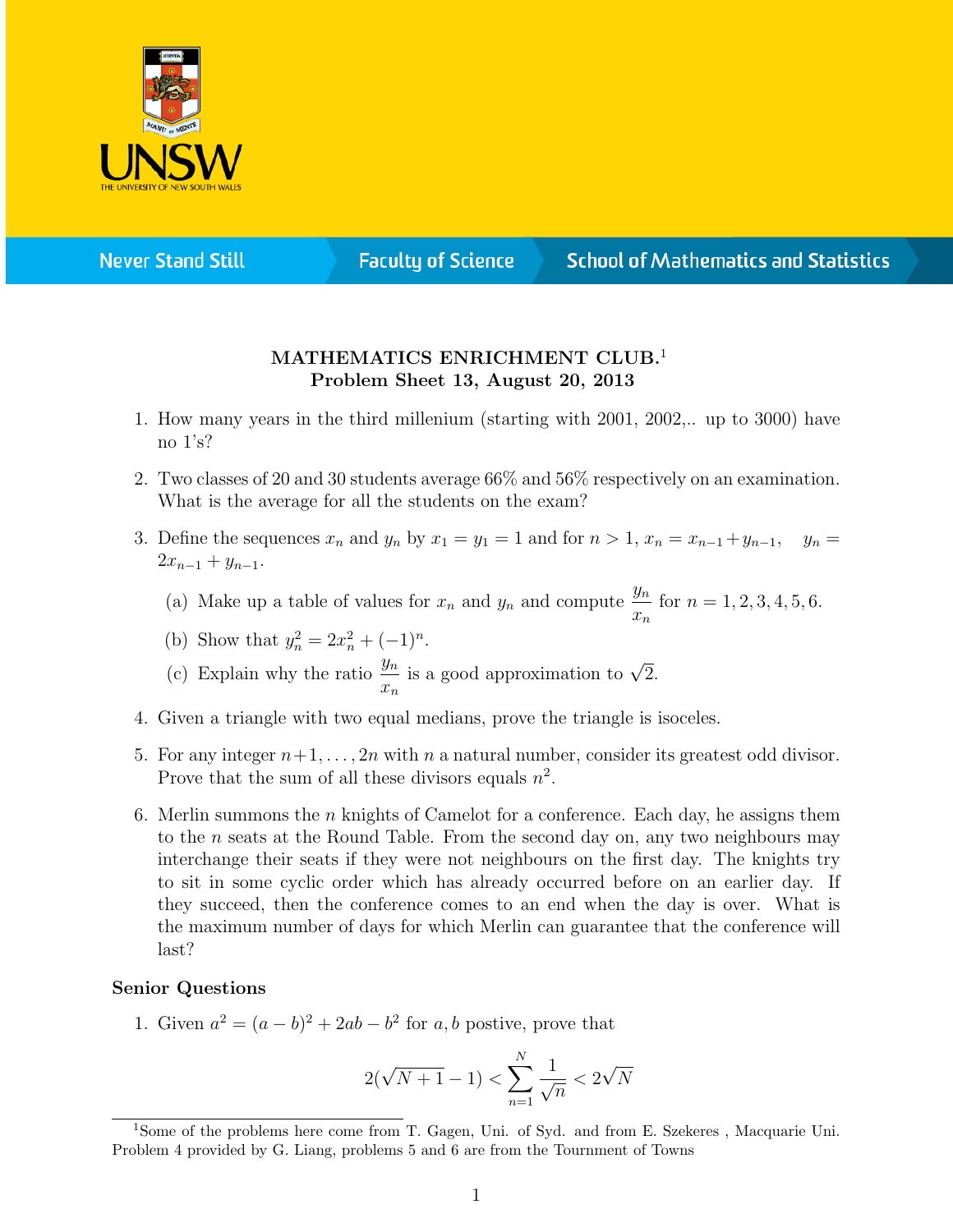# MATHEMATICS ENRICHMENT CLUB.[1]
## Problem Sheet 13, August 20, 2013

1. How many years in the third millenium (starting with 2001, 2002,.. up to 3000) have no 1's?

2. Two classes of 20 and 30 students average 66% and 56% respectively on an examination. What is the average for all the students on the exam?

3. Define the sequences $x_n$ and $y_n$ by $x_1 = y_1 = 1$ and for $n > 1$, $x_n = x_{n-1} + y_{n-1}$, $\quad y_n = 2x_{n-1} + y_{n-1}$.

   (a) Make up a table of values for $x_n$ and $y_n$ and compute $\dfrac{y_n}{x_n}$ for $n = 1, 2, 3, 4, 5, 6$.

   (b) Show that $y_n^2 = 2x_n^2 + (-1)^n$.

   (c) Explain why the ratio $\dfrac{y_n}{x_n}$ is a good approximation to $\sqrt{2}$.

4. Given a triangle with two equal medians, prove the triangle is isoceles.

5. For any integer $n+1, \ldots, 2n$ with $n$ a natural number, consider its greatest odd divisor. Prove that the sum of all these divisors equals $n^2$.

6. Merlin summons the $n$ knights of Camelot for a conference. Each day, he assigns them to the $n$ seats at the Round Table. From the second day on, any two neighbours may interchange their seats if they were not neighbours on the first day. The knights try to sit in some cyclic order which has already occurred before on an earlier day. If they succeed, then the conference comes to an end when the day is over. What is the maximum number of days for which Merlin can guarantee that the conference will last?

### Senior Questions

1. Given $a^2 = (a-b)^2 + 2ab - b^2$ for $a, b$ postive, prove that

$$2(\sqrt{N+1} - 1) < \sum_{n=1}^{N} \frac{1}{\sqrt{n}} < 2\sqrt{N}$$

[1] Some of the problems here come from T. Gagen, Uni. of Syd. and from E. Szekeres , Macquarie Uni. Problem 4 provided by G. Liang, problems 5 and 6 are from the Tournment of Towns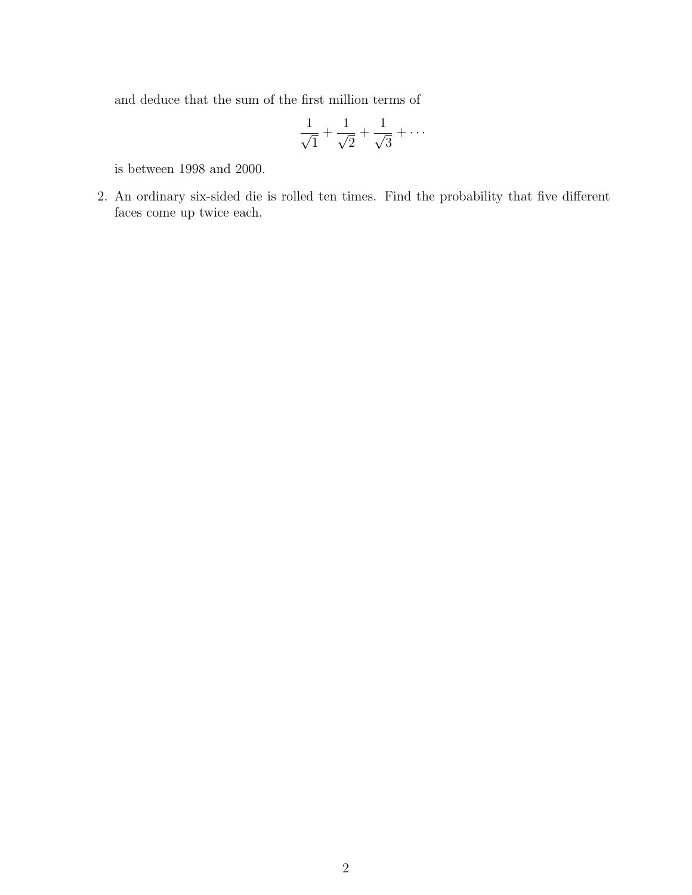and deduce that the sum of the first million terms of

$$\frac{1}{\sqrt{1}} + \frac{1}{\sqrt{2}} + \frac{1}{\sqrt{3}} + \cdots$$

is between 1998 and 2000.

2. An ordinary six-sided die is rolled ten times. Find the probability that five different faces come up twice each.